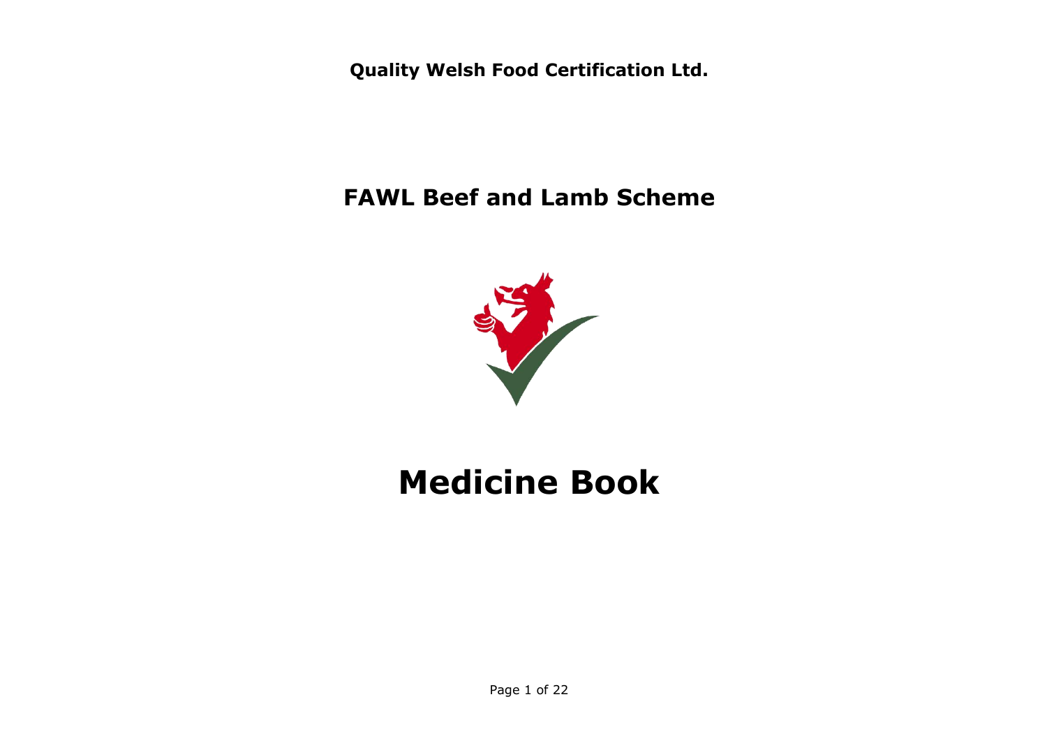**Quality Welsh Food Certification Ltd.**

## FAWL Beef and Lamb Scheme

# Medicine Book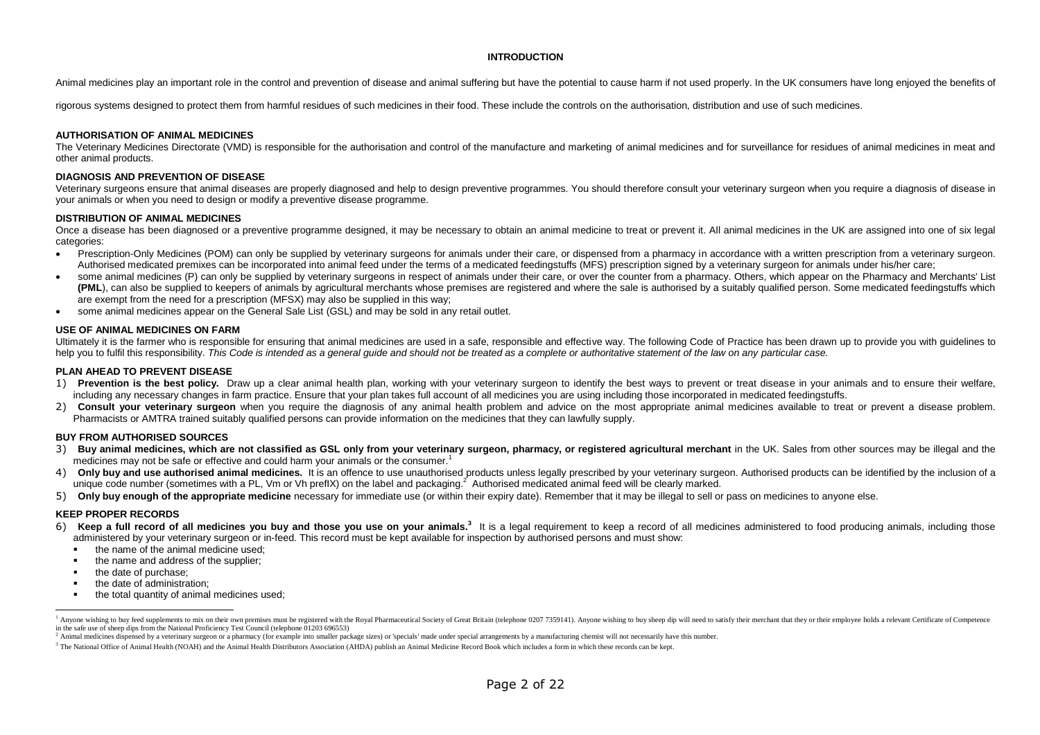## INTRODUCTION

Animal medicines play an important role in the control and prevention of disease and animal suffering but have the potential to cause harm if not used properly. In the UK consumers have long enjoyed the benefits of rigorous systems designed to protect them from harmful residues of such medicines in their food. These include the controls on the authorisation, distribution and use of such medicines.

### AUTHORISATION OF ANIMAL MEDICINES

The Veterinary Medicines Directorate (VMD) is responsible for the authorisation and control of the manufacture and marketing of animal medicines and for surveillance for residues of animal medicines in meat and other animal products.

### DIAGNOSIS AND PREVENTION OF DISEASE

Veterinary surgeons ensure that animal diseases are properly diagnosed and help to design preventive programmes. You should therefore consult your veterinary surgeon when you require a diagnosis of disease in your animals or when you need to design or modify a preventive disease programme.

### DISTRIBUTION OF ANIMAL MEDICINES

Once a disease has been diagnosed or a preventive programme designed, it may be necessary to obtain an animal medicine to treat or prevent it. All animal medicines in the UK are assigned into one of six legal categories:

- Prescription-Only Medicines (POM) can only be supplied by veterinary surgeons for animals under their care, or dispensed from a pharmacy in accordance with a written prescription from a veterinary surgeon. Authorised medicated premixes can be incorporated into animal feed under the terms of a medicated feedingstuffs (MFS) prescription signed by a veterinary surgeon for animals under his/her care;
- some animal medicines (P) can only be supplied by veterinary surgeons in respect of animals under their care, or over the counter from a pharmacy. Others, which appear on the Pharmacy and Merchants' List **(PML**), can also be supplied to keepers of animals by agricultural merchants whose premises are registered and where the sale is authorised by a suitably qualified person. Some medicated feedingstuffs which are exempt from the need for a prescription (MFSX) may also be supplied in this way;
- some animal medicines appear on the General Sale List (GSL) and may be sold in any retail outlet.

### USE OF ANIMAL MEDICINES ON FARM

Ultimately it is the farmer who is responsible for ensuring that animal medicines are used in a safe, responsible and effective way. The following Code of Practice has been drawn up to provide you with guidelines to help you to fulfil this responsibility. *This Code is intended as a general guide and should not be treated as a complete or authoritative statement of the law on any particular case.*

### PLAN AHEAD TO PREVENT DISEASE

1) **Prevention is the best policy.** Draw up a clear animal health plan, working with your veterinary surgeon to identify the best ways to prevent or treat disease in your animals and to ensure their welfare, including any necessary changes in farm practice. Ensure that your plan takes full account of all medicines you are using including those incorporated in medicated feedingstuffs.
2) **Consult your veterinary surgeon** when you require the diagnosis of any animal health problem and advice on the most appropriate animal medicines available to treat or prevent a disease problem. Pharmacists or AMTRA trained suitably qualified persons can provide information on the medicines that they can lawfully supply.

### BUY FROM AUTHORISED SOURCES

3) **Buy animal medicines, which are not classified as GSL only from your veterinary surgeon, pharmacy, or registered agricultural merchant** in the UK. Sales from other sources may be illegal and the medicines may not be safe or effective and could harm your animals or the consumer.[1]
4) **Only buy and use authorised animal medicines.** It is an offence to use unauthorised products unless legally prescribed by your veterinary surgeon. Authorised products can be identified by the inclusion of a unique code number (sometimes with a PL, Vm or Vh prefIX) on the label and packaging.[2] Authorised medicated animal feed will be clearly marked.
5) **Only buy enough of the appropriate medicine** necessary for immediate use (or within their expiry date). Remember that it may be illegal to sell or pass on medicines to anyone else.

### KEEP PROPER RECORDS

6) **Keep a full record of all medicines you buy and those you use on your animals.[3]** It is a legal requirement to keep a record of all medicines administered to food producing animals, including those administered by your veterinary surgeon or in-feed. This record must be kept available for inspection by authorised persons and must show:
   - the name of the animal medicine used;
   - the name and address of the supplier;
   - the date of purchase;
   - the date of administration;
   - the total quantity of animal medicines used;

---

[1] Anyone wishing to buy feed supplements to mix on their own premises must be registered with the Royal Pharmaceutical Society of Great Britain (telephone 0207 7359141). Anyone wishing to buy sheep dip will need to satisfy their merchant that they or their employee holds a relevant Certificate of Competence in the safe use of sheep dips from the National Proficiency Test Council (telephone 01203 696553)

[2] Animal medicines dispensed by a veterinary surgeon or a pharmacy (for example into smaller package sizes) or 'specials' made under special arrangements by a manufacturing chemist will not necessarily have this number.

[3] The National Office of Animal Health (NOAH) and the Animal Health Distributors Association (AHDA) publish an Animal Medicine Record Book which includes a form in which these records can be kept.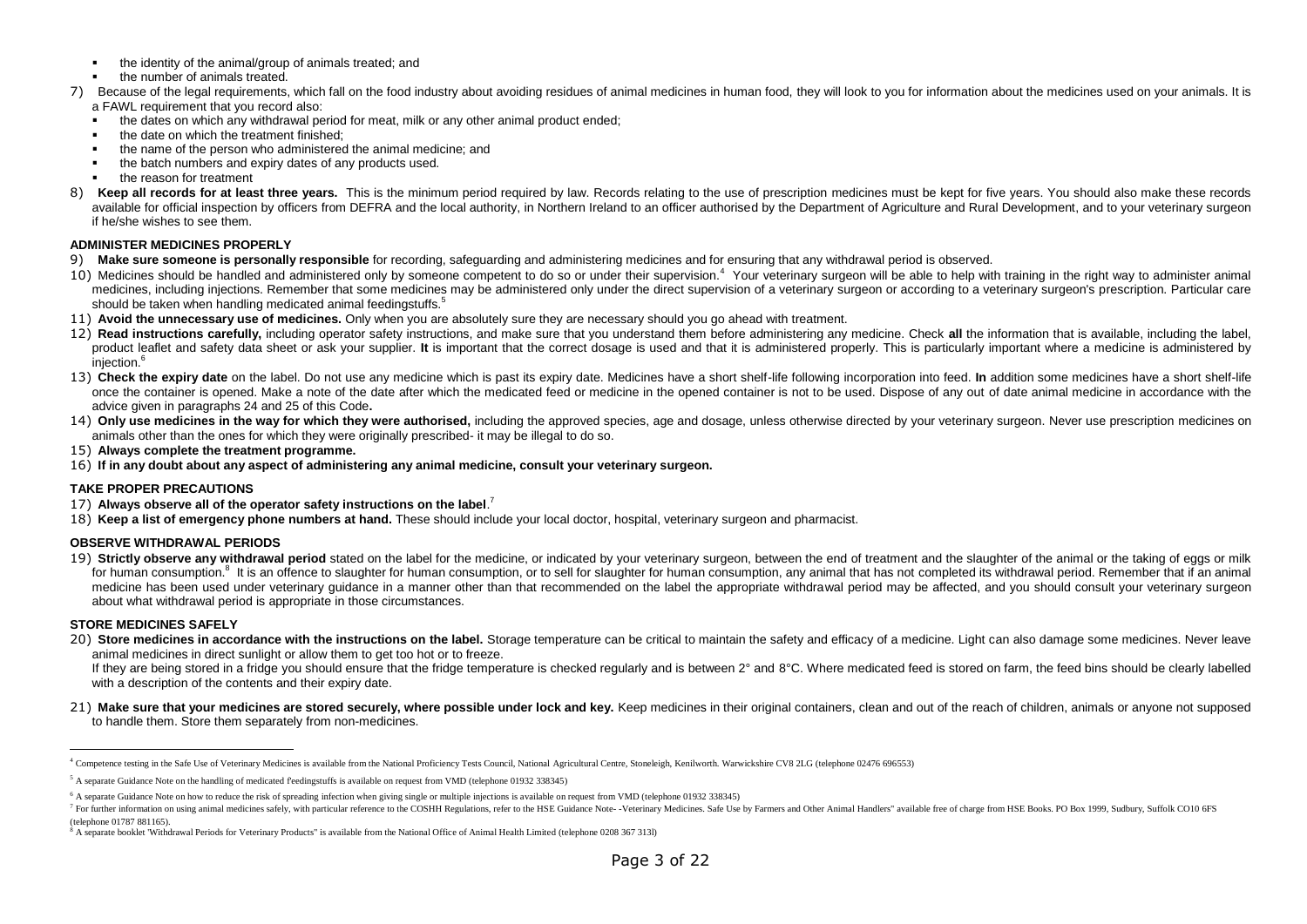- the identity of the animal/group of animals treated; and
- the number of animals treated.

7) Because of the legal requirements, which fall on the food industry about avoiding residues of animal medicines in human food, they will look to you for information about the medicines used on your animals. It is a FAWL requirement that you record also:
   - the dates on which any withdrawal period for meat, milk or any other animal product ended;
   - the date on which the treatment finished;
   - the name of the person who administered the animal medicine; and
   - the batch numbers and expiry dates of any products used.
   - the reason for treatment

8) **Keep all records for at least three years.** This is the minimum period required by law. Records relating to the use of prescription medicines must be kept for five years. You should also make these records available for official inspection by officers from DEFRA and the local authority, in Northern Ireland to an officer authorised by the Department of Agriculture and Rural Development, and to your veterinary surgeon if he/she wishes to see them.

## ADMINISTER MEDICINES PROPERLY

9) **Make sure someone is personally responsible** for recording, safeguarding and administering medicines and for ensuring that any withdrawal period is observed.

10) Medicines should be handled and administered only by someone competent to do so or under their supervision.[4] Your veterinary surgeon will be able to help with training in the right way to administer animal medicines, including injections. Remember that some medicines may be administered only under the direct supervision of a veterinary surgeon or according to a veterinary surgeon's prescription. Particular care should be taken when handling medicated animal feedingstuffs.[5]

11) **Avoid the unnecessary use of medicines.** Only when you are absolutely sure they are necessary should you go ahead with treatment.

12) **Read instructions carefully,** including operator safety instructions, and make sure that you understand them before administering any medicine. Check **all** the information that is available, including the label, product leaflet and safety data sheet or ask your supplier. **It** is important that the correct dosage is used and that it is administered properly. This is particularly important where a medicine is administered by injection.[6]

13) **Check the expiry date** on the label. Do not use any medicine which is past its expiry date. Medicines have a short shelf-life following incorporation into feed. **In** addition some medicines have a short shelf-life once the container is opened. Make a note of the date after which the medicated feed or medicine in the opened container is not to be used. Dispose of any out of date animal medicine in accordance with the advice given in paragraphs 24 and 25 of this Code**.**

14) **Only use medicines in the way for which they were authorised,** including the approved species, age and dosage, unless otherwise directed by your veterinary surgeon. Never use prescription medicines on animals other than the ones for which they were originally prescribed- it may be illegal to do so.

15) **Always complete the treatment programme.**

16) **If in any doubt about any aspect of administering any animal medicine, consult your veterinary surgeon.**

## TAKE PROPER PRECAUTIONS

17) **Always observe all of the operator safety instructions on the label**.[7]

18) **Keep a list of emergency phone numbers at hand.** These should include your local doctor, hospital, veterinary surgeon and pharmacist.

## OBSERVE WITHDRAWAL PERIODS

19) **Strictly observe any withdrawal period** stated on the label for the medicine, or indicated by your veterinary surgeon, between the end of treatment and the slaughter of the animal or the taking of eggs or milk for human consumption.[8] It is an offence to slaughter for human consumption, or to sell for slaughter for human consumption, any animal that has not completed its withdrawal period. Remember that if an animal medicine has been used under veterinary guidance in a manner other than that recommended on the label the appropriate withdrawal period may be affected, and you should consult your veterinary surgeon about what withdrawal period is appropriate in those circumstances.

## STORE MEDICINES SAFELY

20) **Store medicines in accordance with the instructions on the label.** Storage temperature can be critical to maintain the safety and efficacy of a medicine. Light can also damage some medicines. Never leave animal medicines in direct sunlight or allow them to get too hot or to freeze.

    If they are being stored in a fridge you should ensure that the fridge temperature is checked regularly and is between 2° and 8°C. Where medicated feed is stored on farm, the feed bins should be clearly labelled with a description of the contents and their expiry date.

21) **Make sure that your medicines are stored securely, where possible under lock and key.** Keep medicines in their original containers, clean and out of the reach of children, animals or anyone not supposed to handle them. Store them separately from non-medicines.

---

[4] Competence testing in the Safe Use of Veterinary Medicines is available from the National Proficiency Tests Council, National Agricultural Centre, Stoneleigh, Kenilworth. Warwickshire CV8 2LG (telephone 02476 696553)

[5] A separate Guidance Note on the handling of medicated feedingstuffs is available on request from VMD (telephone 01932 338345)

[6] A separate Guidance Note on how to reduce the risk of spreading infection when giving single or multiple injections is available on request from VMD (telephone 01932 338345)

[7] For further information on using animal medicines safely, with particular reference to the COSHH Regulations, refer to the HSE Guidance Note- -Veterinary Medicines. Safe Use by Farmers and Other Animal Handlers" available free of charge from HSE Books. PO Box 1999, Sudbury, Suffolk CO10 6FS (telephone 01787 881165).

[8] A separate booklet 'Withdrawal Periods for Veterinary Products" is available from the National Office of Animal Health Limited (telephone 0208 367 313l)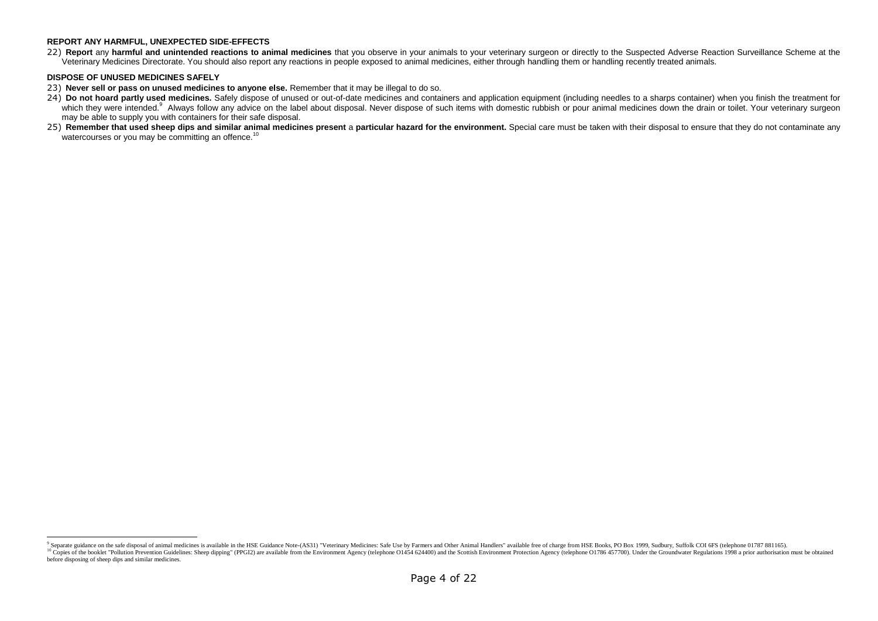**REPORT ANY HARMFUL, UNEXPECTED SIDE-EFFECTS**

22) **Report** any **harmful and unintended reactions to animal medicines** that you observe in your animals to your veterinary surgeon or directly to the Suspected Adverse Reaction Surveillance Scheme at the Veterinary Medicines Directorate. You should also report any reactions in people exposed to animal medicines, either through handling them or handling recently treated animals.

**DISPOSE OF UNUSED MEDICINES SAFELY**

23) **Never sell or pass on unused medicines to anyone else.** Remember that it may be illegal to do so.

24) **Do not hoard partly used medicines.** Safely dispose of unused or out-of-date medicines and containers and application equipment (including needles to a sharps container) when you finish the treatment for which they were intended.[9] Always follow any advice on the label about disposal. Never dispose of such items with domestic rubbish or pour animal medicines down the drain or toilet. Your veterinary surgeon may be able to supply you with containers for their safe disposal.

25) **Remember that used sheep dips and similar animal medicines present** a **particular hazard for the environment.** Special care must be taken with their disposal to ensure that they do not contaminate any watercourses or you may be committing an offence.[10]

---

[9] Separate guidance on the safe disposal of animal medicines is available in the HSE Guidance Note-(AS31) "Veterinary Medicines: Safe Use by Farmers and Other Animal Handlers" available free of charge from HSE Books, PO Box 1999, Sudbury, Suffolk COI 6FS (telephone 01787 881165).

[10] Copies of the booklet "Pollution Prevention Guidelines: Sheep dipping" (PPGI2) are available from the Environment Agency (telephone O1454 624400) and the Scottish Environment Protection Agency (telephone O1786 457700). Under the Groundwater Regulations 1998 a prior authorisation must be obtained before disposing of sheep dips and similar medicines.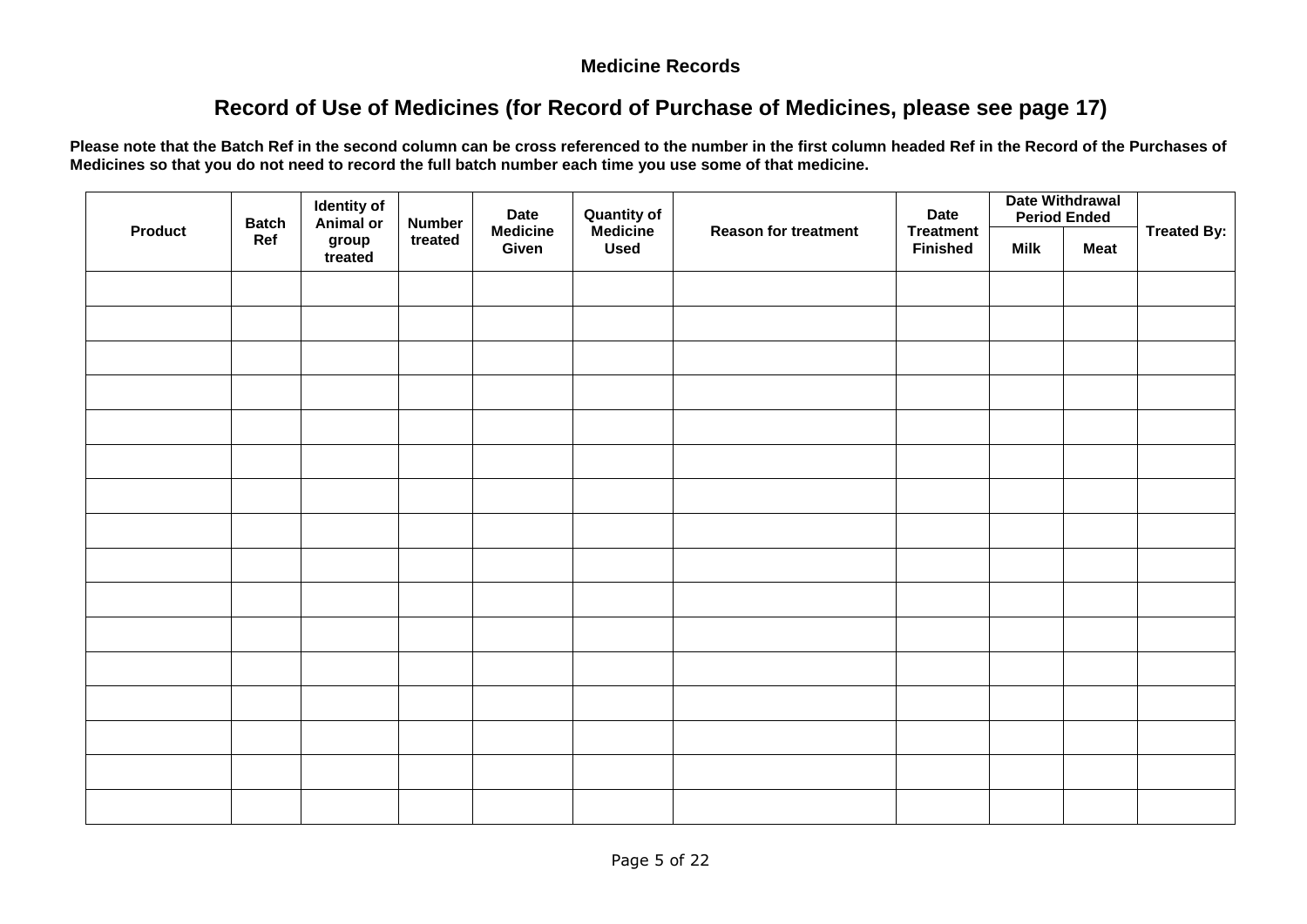## Medicine Records

# Record of Use of Medicines (for Record of Purchase of Medicines, please see page 17)

**Please note that the Batch Ref in the second column can be cross referenced to the number in the first column headed Ref in the Record of the Purchases of Medicines so that you do not need to record the full batch number each time you use some of that medicine.**

| Product | Batch Ref | Identity of Animal or group treated | Number treated | Date Medicine Given | Quantity of Medicine Used | Reason for treatment | Date Treatment Finished | Date Withdrawal Period Ended | | Treated By: |
|---|---|---|---|---|---|---|---|---|---|---|
| | | | | | | | | Milk | Meat | |
| | | | | | | | | | | |
| | | | | | | | | | | |
| | | | | | | | | | | |
| | | | | | | | | | | |
| | | | | | | | | | | |
| | | | | | | | | | | |
| | | | | | | | | | | |
| | | | | | | | | | | |
| | | | | | | | | | | |
| | | | | | | | | | | |
| | | | | | | | | | | |
| | | | | | | | | | | |
| | | | | | | | | | | |
| | | | | | | | | | | |
| | | | | | | | | | | |
| | | | | | | | | | | |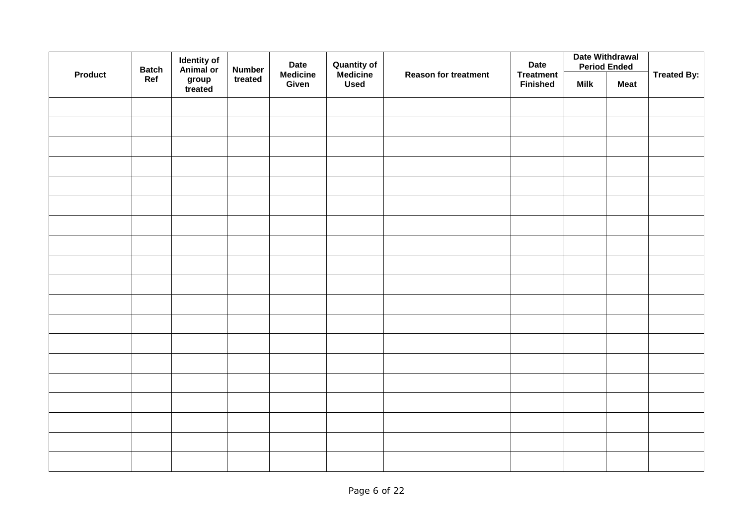| Product | Batch Ref | Identity of Animal or group treated | Number treated | Date Medicine Given | Quantity of Medicine Used | Reason for treatment | Date Treatment Finished | Date Withdrawal Period Ended | | Treated By: |
|---|---|---|---|---|---|---|---|---|---|---|
| | | | | | | | | Milk | Meat | |
| | | | | | | | | | | |
| | | | | | | | | | | |
| | | | | | | | | | | |
| | | | | | | | | | | |
| | | | | | | | | | | |
| | | | | | | | | | | |
| | | | | | | | | | | |
| | | | | | | | | | | |
| | | | | | | | | | | |
| | | | | | | | | | | |
| | | | | | | | | | | |
| | | | | | | | | | | |
| | | | | | | | | | | |
| | | | | | | | | | | |
| | | | | | | | | | | |
| | | | | | | | | | | |
| | | | | | | | | | | |
| | | | | | | | | | | |
| | | | | | | | | | | |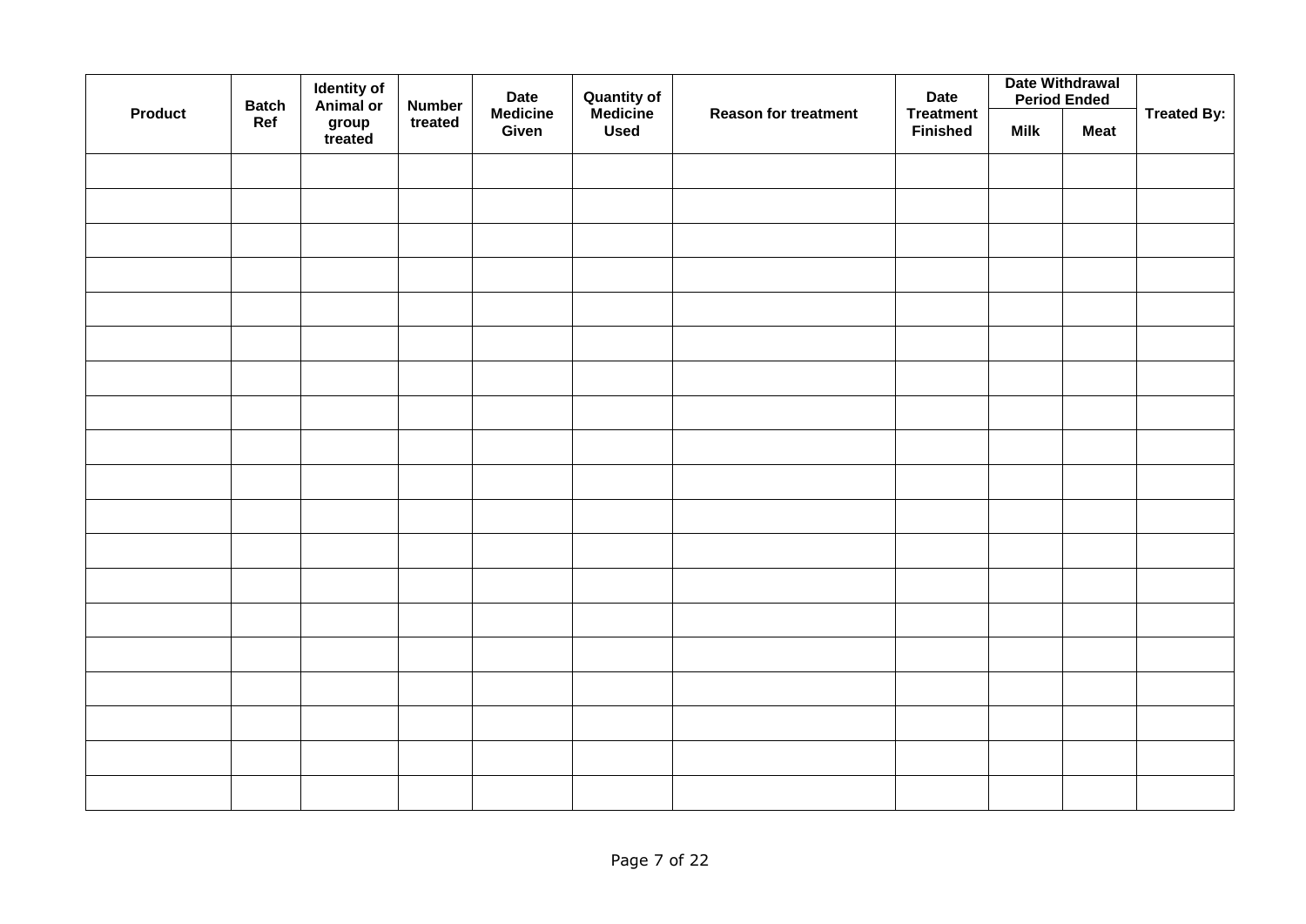| Product | Batch Ref | Identity of Animal or group treated | Number treated | Date Medicine Given | Quantity of Medicine Used | Reason for treatment | Date Treatment Finished | Date Withdrawal Period Ended | | Treated By: |
|---|---|---|---|---|---|---|---|---|---|---|
| | | | | | | | | Milk | Meat | |
| | | | | | | | | | | |
| | | | | | | | | | | |
| | | | | | | | | | | |
| | | | | | | | | | | |
| | | | | | | | | | | |
| | | | | | | | | | | |
| | | | | | | | | | | |
| | | | | | | | | | | |
| | | | | | | | | | | |
| | | | | | | | | | | |
| | | | | | | | | | | |
| | | | | | | | | | | |
| | | | | | | | | | | |
| | | | | | | | | | | |
| | | | | | | | | | | |
| | | | | | | | | | | |
| | | | | | | | | | | |
| | | | | | | | | | | |
| | | | | | | | | | | |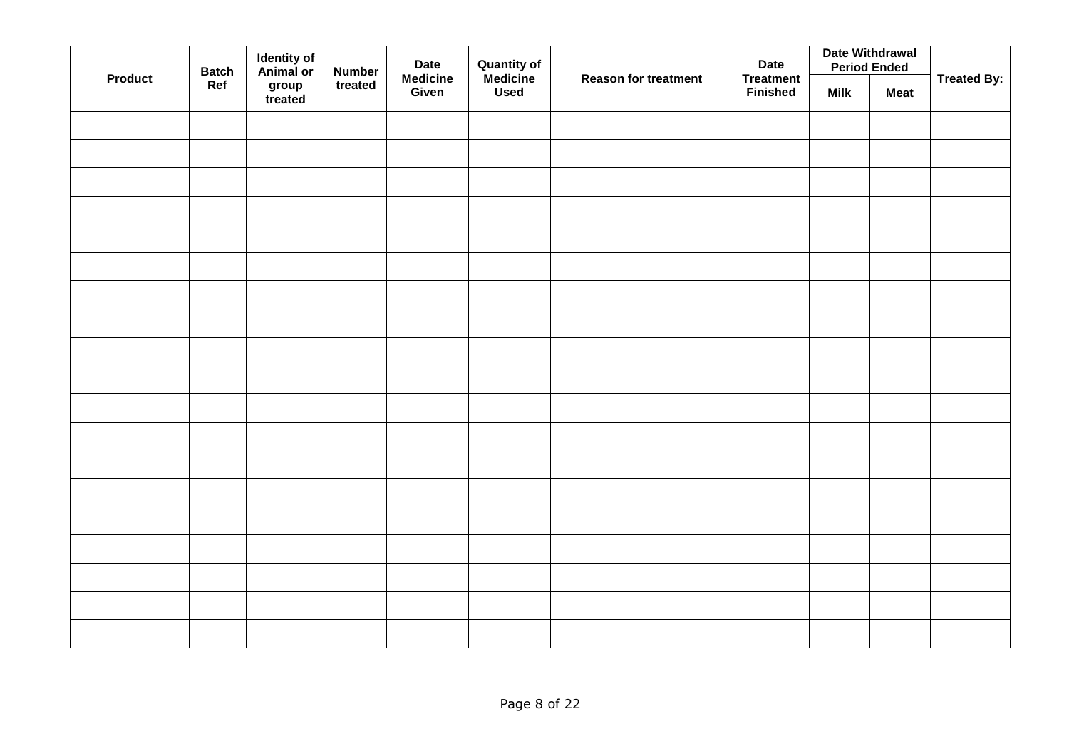| Product | Batch Ref | Identity of Animal or group treated | Number treated | Date Medicine Given | Quantity of Medicine Used | Reason for treatment | Date Treatment Finished | Date Withdrawal Period Ended | | Treated By: |
|---|---|---|---|---|---|---|---|---|---|---|
| | | | | | | | | Milk | Meat | |
| | | | | | | | | | | |
| | | | | | | | | | | |
| | | | | | | | | | | |
| | | | | | | | | | | |
| | | | | | | | | | | |
| | | | | | | | | | | |
| | | | | | | | | | | |
| | | | | | | | | | | |
| | | | | | | | | | | |
| | | | | | | | | | | |
| | | | | | | | | | | |
| | | | | | | | | | | |
| | | | | | | | | | | |
| | | | | | | | | | | |
| | | | | | | | | | | |
| | | | | | | | | | | |
| | | | | | | | | | | |
| | | | | | | | | | | |
| | | | | | | | | | | |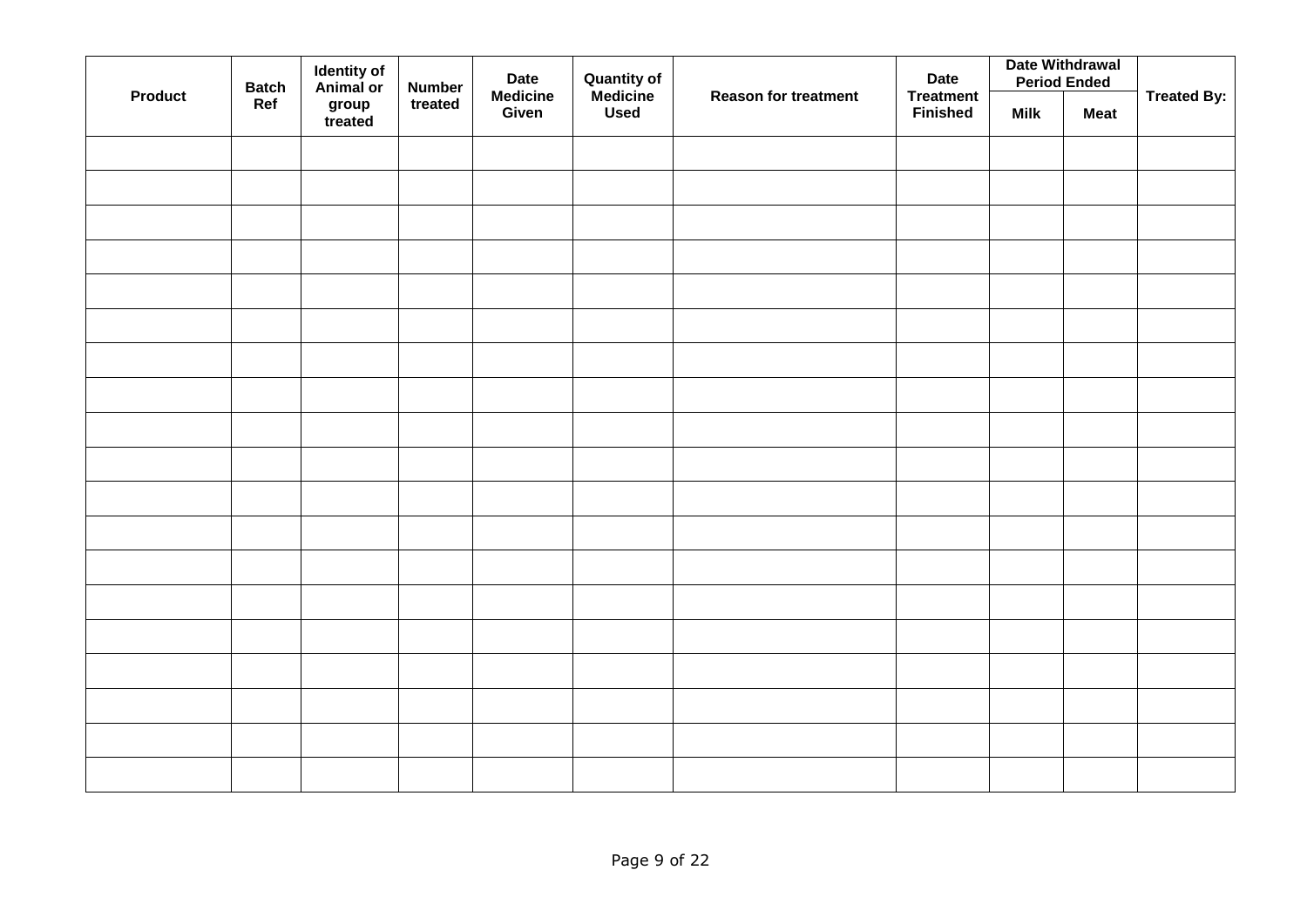| Product | Batch Ref | Identity of Animal or group treated | Number treated | Date Medicine Given | Quantity of Medicine Used | Reason for treatment | Date Treatment Finished | Date Withdrawal Period Ended | | Treated By: |
|---|---|---|---|---|---|---|---|---|---|---|
| | | | | | | | | Milk | Meat | |
| | | | | | | | | | | |
| | | | | | | | | | | |
| | | | | | | | | | | |
| | | | | | | | | | | |
| | | | | | | | | | | |
| | | | | | | | | | | |
| | | | | | | | | | | |
| | | | | | | | | | | |
| | | | | | | | | | | |
| | | | | | | | | | | |
| | | | | | | | | | | |
| | | | | | | | | | | |
| | | | | | | | | | | |
| | | | | | | | | | | |
| | | | | | | | | | | |
| | | | | | | | | | | |
| | | | | | | | | | | |
| | | | | | | | | | | |
| | | | | | | | | | | |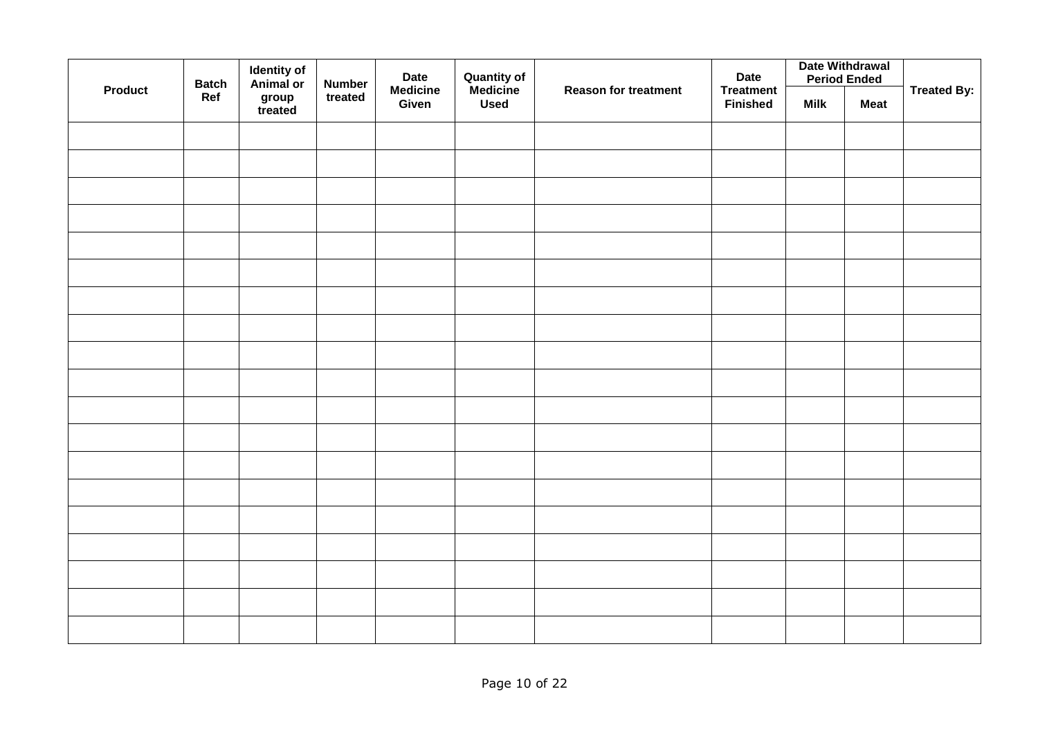| Product | Batch Ref | Identity of Animal or group treated | Number treated | Date Medicine Given | Quantity of Medicine Used | Reason for treatment | Date Treatment Finished | Date Withdrawal Period Ended | | Treated By: |
|---|---|---|---|---|---|---|---|---|---|---|
| | | | | | | | | Milk | Meat | |
| | | | | | | | | | | |
| | | | | | | | | | | |
| | | | | | | | | | | |
| | | | | | | | | | | |
| | | | | | | | | | | |
| | | | | | | | | | | |
| | | | | | | | | | | |
| | | | | | | | | | | |
| | | | | | | | | | | |
| | | | | | | | | | | |
| | | | | | | | | | | |
| | | | | | | | | | | |
| | | | | | | | | | | |
| | | | | | | | | | | |
| | | | | | | | | | | |
| | | | | | | | | | | |
| | | | | | | | | | | |
| | | | | | | | | | | |
| | | | | | | | | | | |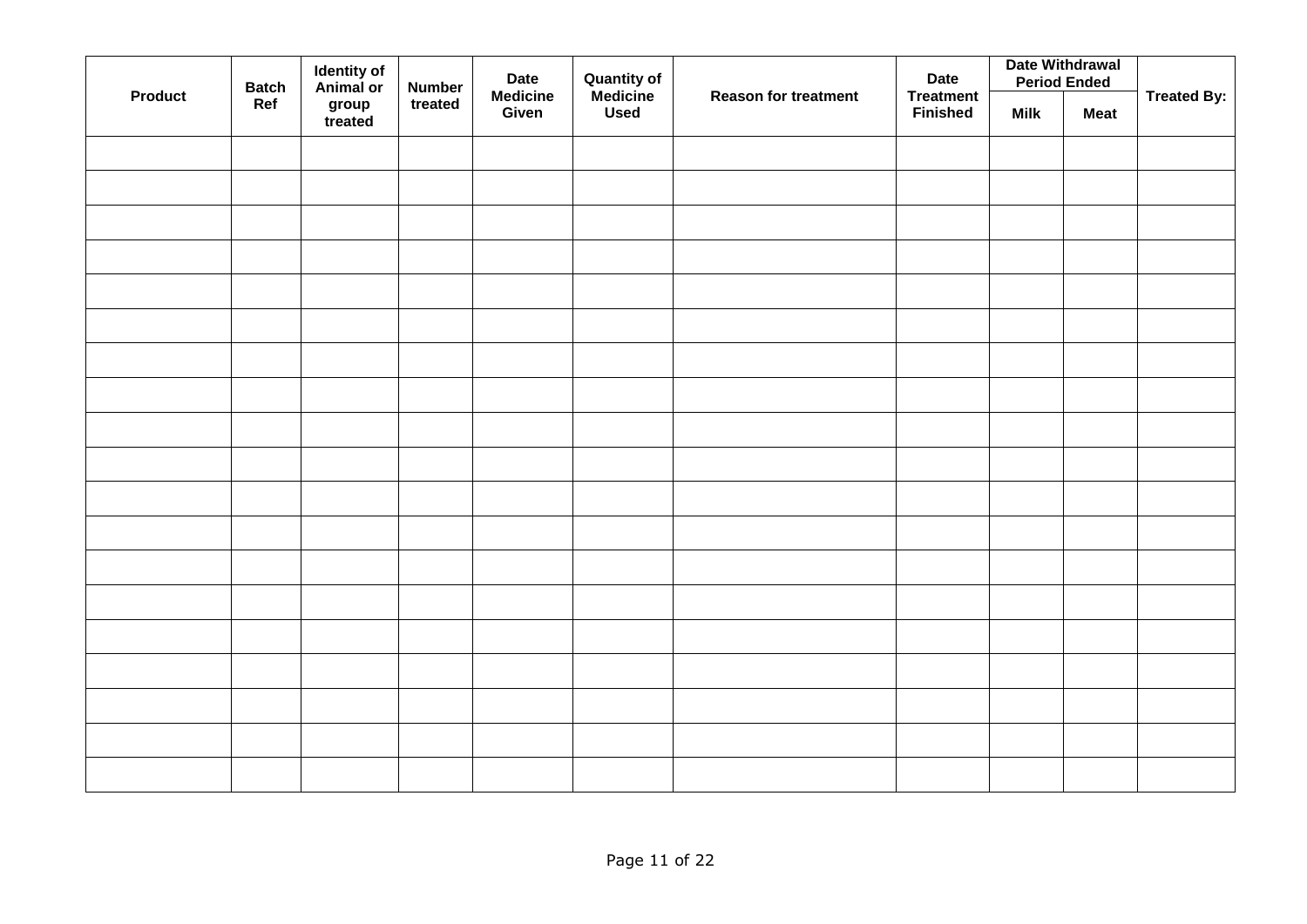| Product | Batch Ref | Identity of Animal or group treated | Number treated | Date Medicine Given | Quantity of Medicine Used | Reason for treatment | Date Treatment Finished | Date Withdrawal Period Ended | | Treated By: |
|---|---|---|---|---|---|---|---|---|---|---|
| | | | | | | | | Milk | Meat | |
| | | | | | | | | | | |
| | | | | | | | | | | |
| | | | | | | | | | | |
| | | | | | | | | | | |
| | | | | | | | | | | |
| | | | | | | | | | | |
| | | | | | | | | | | |
| | | | | | | | | | | |
| | | | | | | | | | | |
| | | | | | | | | | | |
| | | | | | | | | | | |
| | | | | | | | | | | |
| | | | | | | | | | | |
| | | | | | | | | | | |
| | | | | | | | | | | |
| | | | | | | | | | | |
| | | | | | | | | | | |
| | | | | | | | | | | |
| | | | | | | | | | | |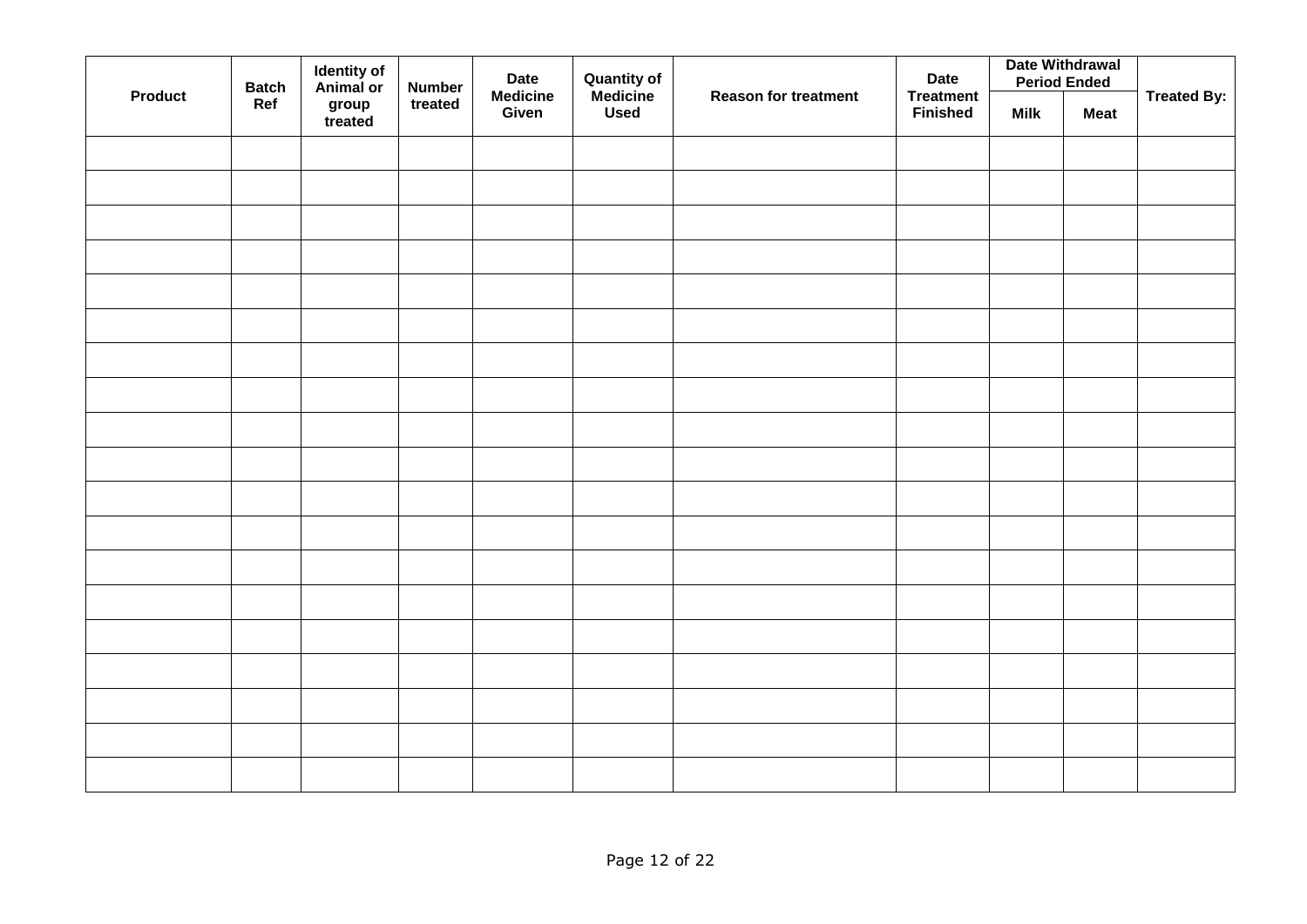| Product | Batch Ref | Identity of Animal or group treated | Number treated | Date Medicine Given | Quantity of Medicine Used | Reason for treatment | Date Treatment Finished | Date Withdrawal Period Ended | | Treated By: |
|---|---|---|---|---|---|---|---|---|---|---|
| | | | | | | | | Milk | Meat | |
| | | | | | | | | | | |
| | | | | | | | | | | |
| | | | | | | | | | | |
| | | | | | | | | | | |
| | | | | | | | | | | |
| | | | | | | | | | | |
| | | | | | | | | | | |
| | | | | | | | | | | |
| | | | | | | | | | | |
| | | | | | | | | | | |
| | | | | | | | | | | |
| | | | | | | | | | | |
| | | | | | | | | | | |
| | | | | | | | | | | |
| | | | | | | | | | | |
| | | | | | | | | | | |
| | | | | | | | | | | |
| | | | | | | | | | | |
| | | | | | | | | | | |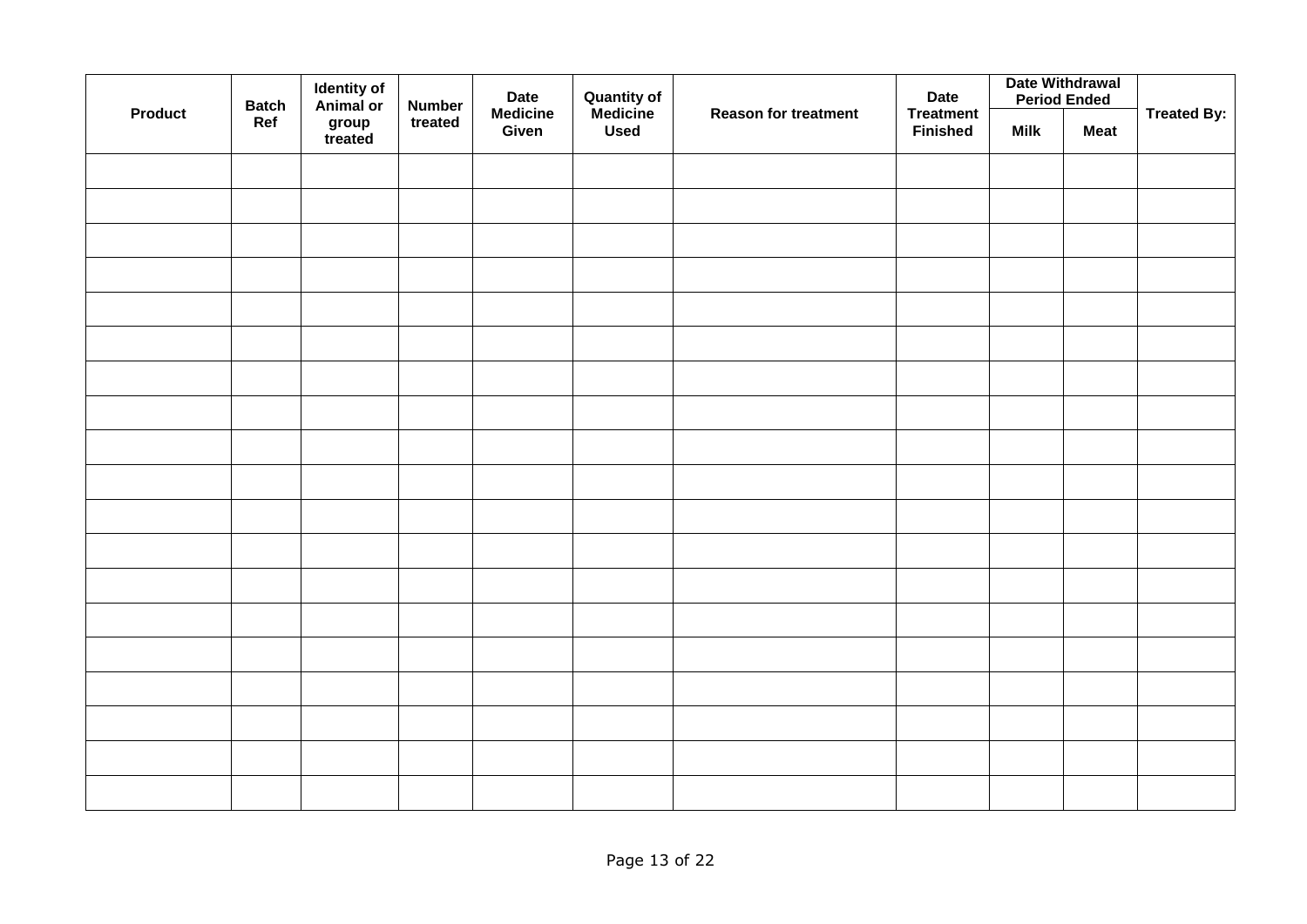| Product | Batch Ref | Identity of Animal or group treated | Number treated | Date Medicine Given | Quantity of Medicine Used | Reason for treatment | Date Treatment Finished | Date Withdrawal Period Ended | | Treated By: |
|---|---|---|---|---|---|---|---|---|---|---|
| | | | | | | | | Milk | Meat | |
| | | | | | | | | | | |
| | | | | | | | | | | |
| | | | | | | | | | | |
| | | | | | | | | | | |
| | | | | | | | | | | |
| | | | | | | | | | | |
| | | | | | | | | | | |
| | | | | | | | | | | |
| | | | | | | | | | | |
| | | | | | | | | | | |
| | | | | | | | | | | |
| | | | | | | | | | | |
| | | | | | | | | | | |
| | | | | | | | | | | |
| | | | | | | | | | | |
| | | | | | | | | | | |
| | | | | | | | | | | |
| | | | | | | | | | | |
| | | | | | | | | | | |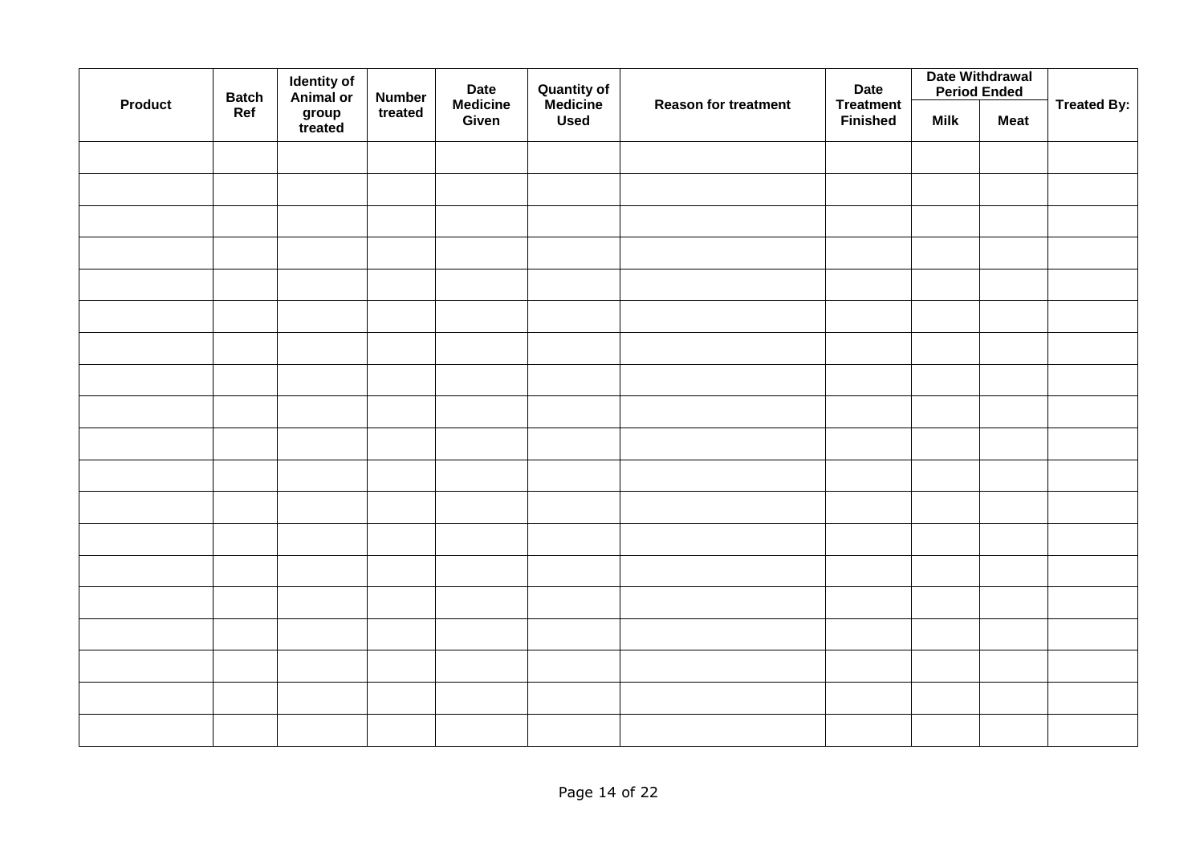| Product | Batch Ref | Identity of Animal or group treated | Number treated | Date Medicine Given | Quantity of Medicine Used | Reason for treatment | Date Treatment Finished | Date Withdrawal Period Ended | | Treated By: |
|---|---|---|---|---|---|---|---|---|---|---|
| | | | | | | | | Milk | Meat | |
| | | | | | | | | | | |
| | | | | | | | | | | |
| | | | | | | | | | | |
| | | | | | | | | | | |
| | | | | | | | | | | |
| | | | | | | | | | | |
| | | | | | | | | | | |
| | | | | | | | | | | |
| | | | | | | | | | | |
| | | | | | | | | | | |
| | | | | | | | | | | |
| | | | | | | | | | | |
| | | | | | | | | | | |
| | | | | | | | | | | |
| | | | | | | | | | | |
| | | | | | | | | | | |
| | | | | | | | | | | |
| | | | | | | | | | | |
| | | | | | | | | | | |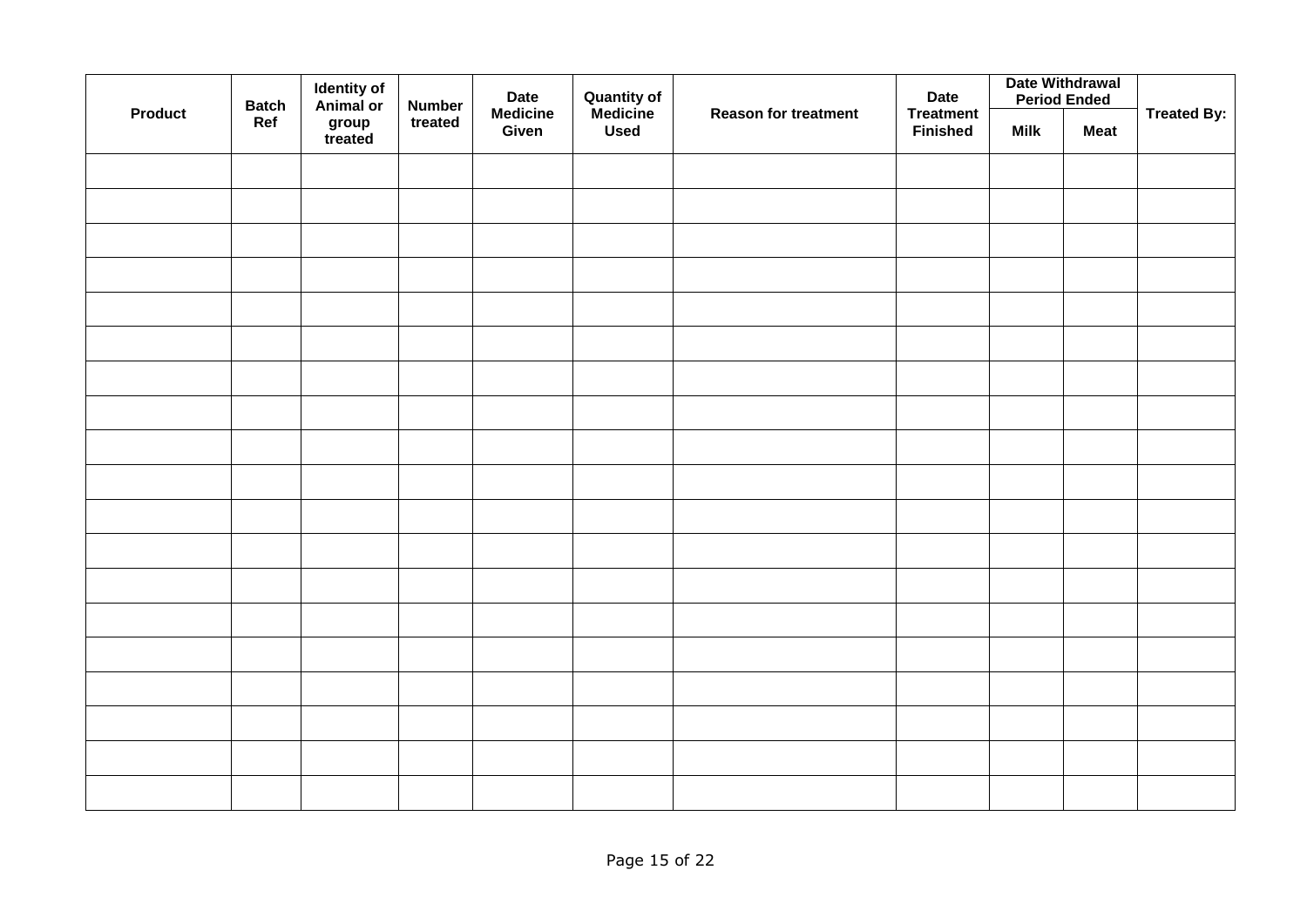| Product | Batch Ref | Identity of Animal or group treated | Number treated | Date Medicine Given | Quantity of Medicine Used | Reason for treatment | Date Treatment Finished | Date Withdrawal Period Ended | | Treated By: |
|---|---|---|---|---|---|---|---|---|---|---|
| | | | | | | | | Milk | Meat | |
| | | | | | | | | | | |
| | | | | | | | | | | |
| | | | | | | | | | | |
| | | | | | | | | | | |
| | | | | | | | | | | |
| | | | | | | | | | | |
| | | | | | | | | | | |
| | | | | | | | | | | |
| | | | | | | | | | | |
| | | | | | | | | | | |
| | | | | | | | | | | |
| | | | | | | | | | | |
| | | | | | | | | | | |
| | | | | | | | | | | |
| | | | | | | | | | | |
| | | | | | | | | | | |
| | | | | | | | | | | |
| | | | | | | | | | | |
| | | | | | | | | | | |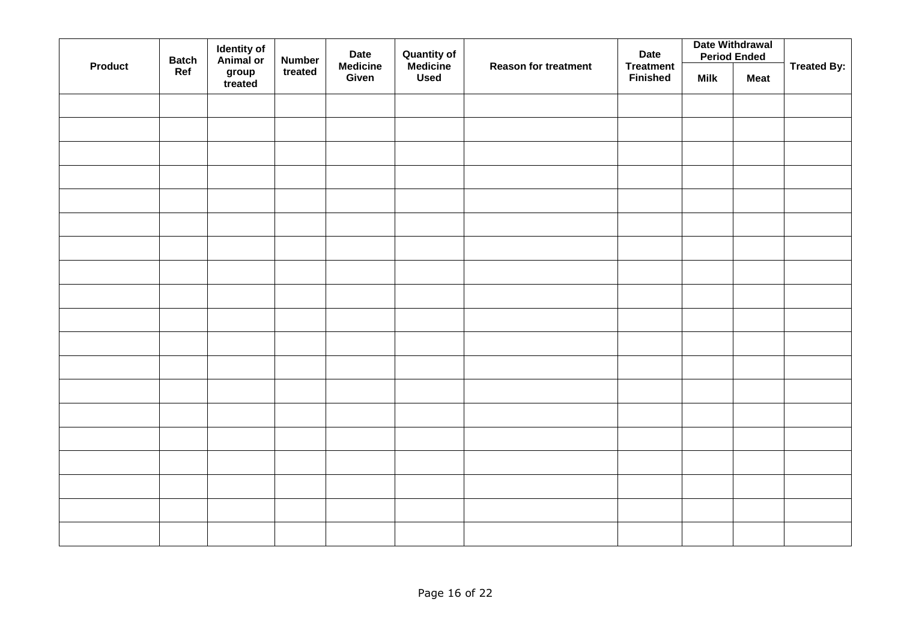| Product | Batch Ref | Identity of Animal or group treated | Number treated | Date Medicine Given | Quantity of Medicine Used | Reason for treatment | Date Treatment Finished | Date Withdrawal Period Ended | | Treated By: |
|---|---|---|---|---|---|---|---|---|---|---|
| | | | | | | | | Milk | Meat | |
| | | | | | | | | | | |
| | | | | | | | | | | |
| | | | | | | | | | | |
| | | | | | | | | | | |
| | | | | | | | | | | |
| | | | | | | | | | | |
| | | | | | | | | | | |
| | | | | | | | | | | |
| | | | | | | | | | | |
| | | | | | | | | | | |
| | | | | | | | | | | |
| | | | | | | | | | | |
| | | | | | | | | | | |
| | | | | | | | | | | |
| | | | | | | | | | | |
| | | | | | | | | | | |
| | | | | | | | | | | |
| | | | | | | | | | | |
| | | | | | | | | | | |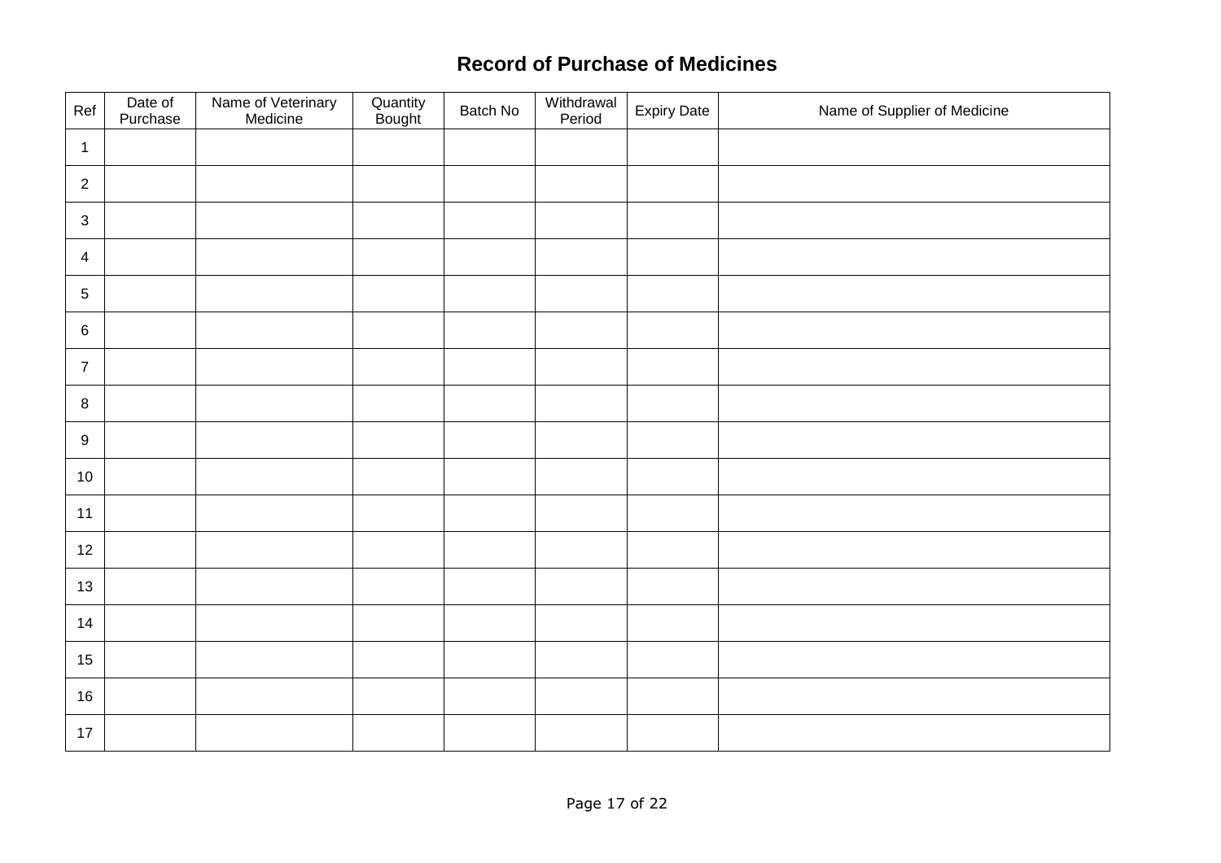# Record of Purchase of Medicines

| Ref | Date of Purchase | Name of Veterinary Medicine | Quantity Bought | Batch No | Withdrawal Period | Expiry Date | Name of Supplier of Medicine |
|---|---|---|---|---|---|---|---|
| 1 | | | | | | | |
| 2 | | | | | | | |
| 3 | | | | | | | |
| 4 | | | | | | | |
| 5 | | | | | | | |
| 6 | | | | | | | |
| 7 | | | | | | | |
| 8 | | | | | | | |
| 9 | | | | | | | |
| 10 | | | | | | | |
| 11 | | | | | | | |
| 12 | | | | | | | |
| 13 | | | | | | | |
| 14 | | | | | | | |
| 15 | | | | | | | |
| 16 | | | | | | | |
| 17 | | | | | | | |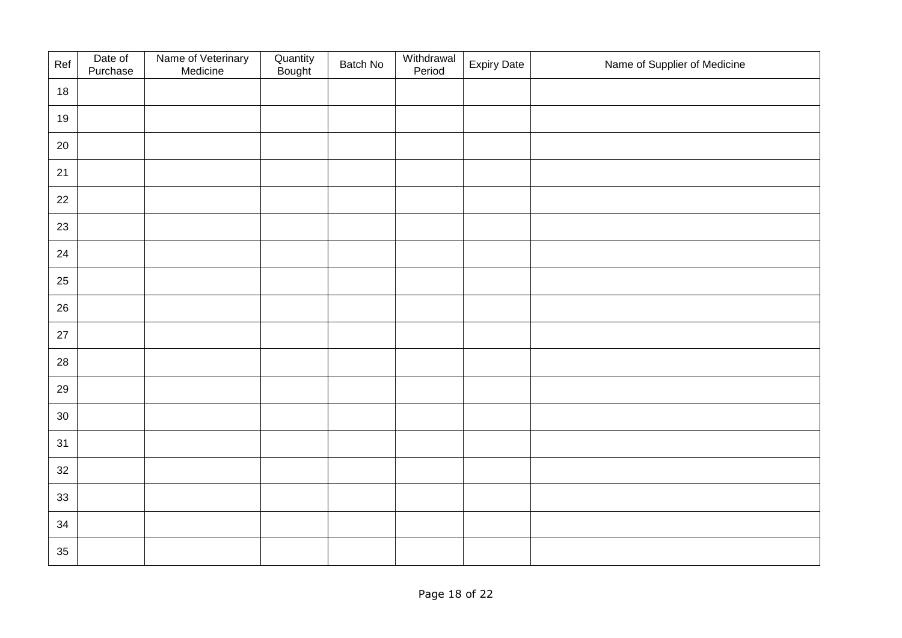| Ref | Date of Purchase | Name of Veterinary Medicine | Quantity Bought | Batch No | Withdrawal Period | Expiry Date | Name of Supplier of Medicine |
|---|---|---|---|---|---|---|---|
| 18 | | | | | | | |
| 19 | | | | | | | |
| 20 | | | | | | | |
| 21 | | | | | | | |
| 22 | | | | | | | |
| 23 | | | | | | | |
| 24 | | | | | | | |
| 25 | | | | | | | |
| 26 | | | | | | | |
| 27 | | | | | | | |
| 28 | | | | | | | |
| 29 | | | | | | | |
| 30 | | | | | | | |
| 31 | | | | | | | |
| 32 | | | | | | | |
| 33 | | | | | | | |
| 34 | | | | | | | |
| 35 | | | | | | | |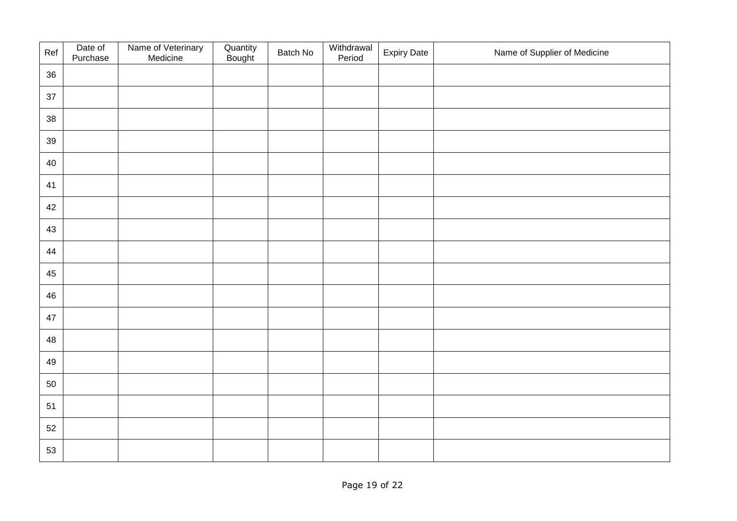| Ref | Date of Purchase | Name of Veterinary Medicine | Quantity Bought | Batch No | Withdrawal Period | Expiry Date | Name of Supplier of Medicine |
|---|---|---|---|---|---|---|---|
| 36 | | | | | | | |
| 37 | | | | | | | |
| 38 | | | | | | | |
| 39 | | | | | | | |
| 40 | | | | | | | |
| 41 | | | | | | | |
| 42 | | | | | | | |
| 43 | | | | | | | |
| 44 | | | | | | | |
| 45 | | | | | | | |
| 46 | | | | | | | |
| 47 | | | | | | | |
| 48 | | | | | | | |
| 49 | | | | | | | |
| 50 | | | | | | | |
| 51 | | | | | | | |
| 52 | | | | | | | |
| 53 | | | | | | | |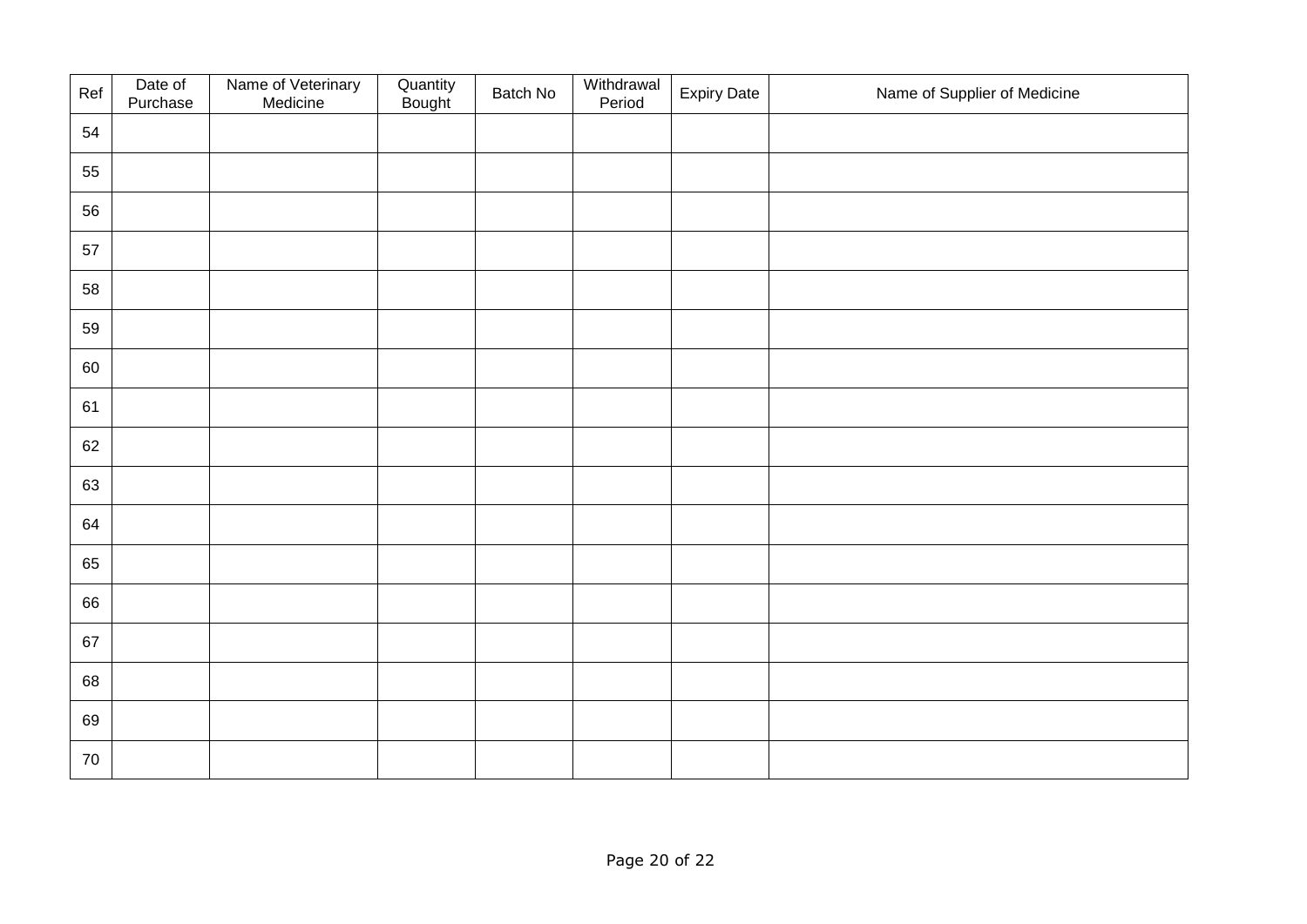| Ref | Date of Purchase | Name of Veterinary Medicine | Quantity Bought | Batch No | Withdrawal Period | Expiry Date | Name of Supplier of Medicine |
|---|---|---|---|---|---|---|---|
| 54 | | | | | | | |
| 55 | | | | | | | |
| 56 | | | | | | | |
| 57 | | | | | | | |
| 58 | | | | | | | |
| 59 | | | | | | | |
| 60 | | | | | | | |
| 61 | | | | | | | |
| 62 | | | | | | | |
| 63 | | | | | | | |
| 64 | | | | | | | |
| 65 | | | | | | | |
| 66 | | | | | | | |
| 67 | | | | | | | |
| 68 | | | | | | | |
| 69 | | | | | | | |
| 70 | | | | | | | |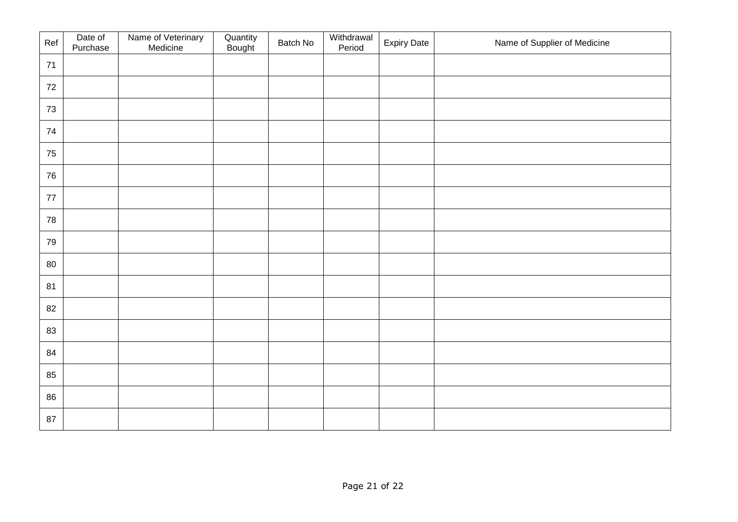| Ref | Date of Purchase | Name of Veterinary Medicine | Quantity Bought | Batch No | Withdrawal Period | Expiry Date | Name of Supplier of Medicine |
|---|---|---|---|---|---|---|---|
| 71 | | | | | | | |
| 72 | | | | | | | |
| 73 | | | | | | | |
| 74 | | | | | | | |
| 75 | | | | | | | |
| 76 | | | | | | | |
| 77 | | | | | | | |
| 78 | | | | | | | |
| 79 | | | | | | | |
| 80 | | | | | | | |
| 81 | | | | | | | |
| 82 | | | | | | | |
| 83 | | | | | | | |
| 84 | | | | | | | |
| 85 | | | | | | | |
| 86 | | | | | | | |
| 87 | | | | | | | |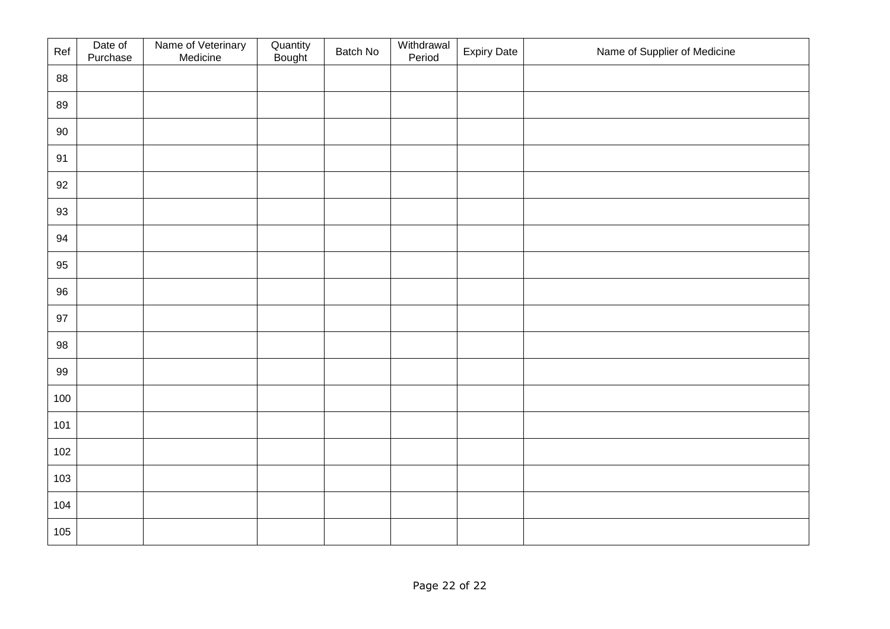| Ref | Date of Purchase | Name of Veterinary Medicine | Quantity Bought | Batch No | Withdrawal Period | Expiry Date | Name of Supplier of Medicine |
|---|---|---|---|---|---|---|---|
| 88 | | | | | | | |
| 89 | | | | | | | |
| 90 | | | | | | | |
| 91 | | | | | | | |
| 92 | | | | | | | |
| 93 | | | | | | | |
| 94 | | | | | | | |
| 95 | | | | | | | |
| 96 | | | | | | | |
| 97 | | | | | | | |
| 98 | | | | | | | |
| 99 | | | | | | | |
| 100 | | | | | | | |
| 101 | | | | | | | |
| 102 | | | | | | | |
| 103 | | | | | | | |
| 104 | | | | | | | |
| 105 | | | | | | | |